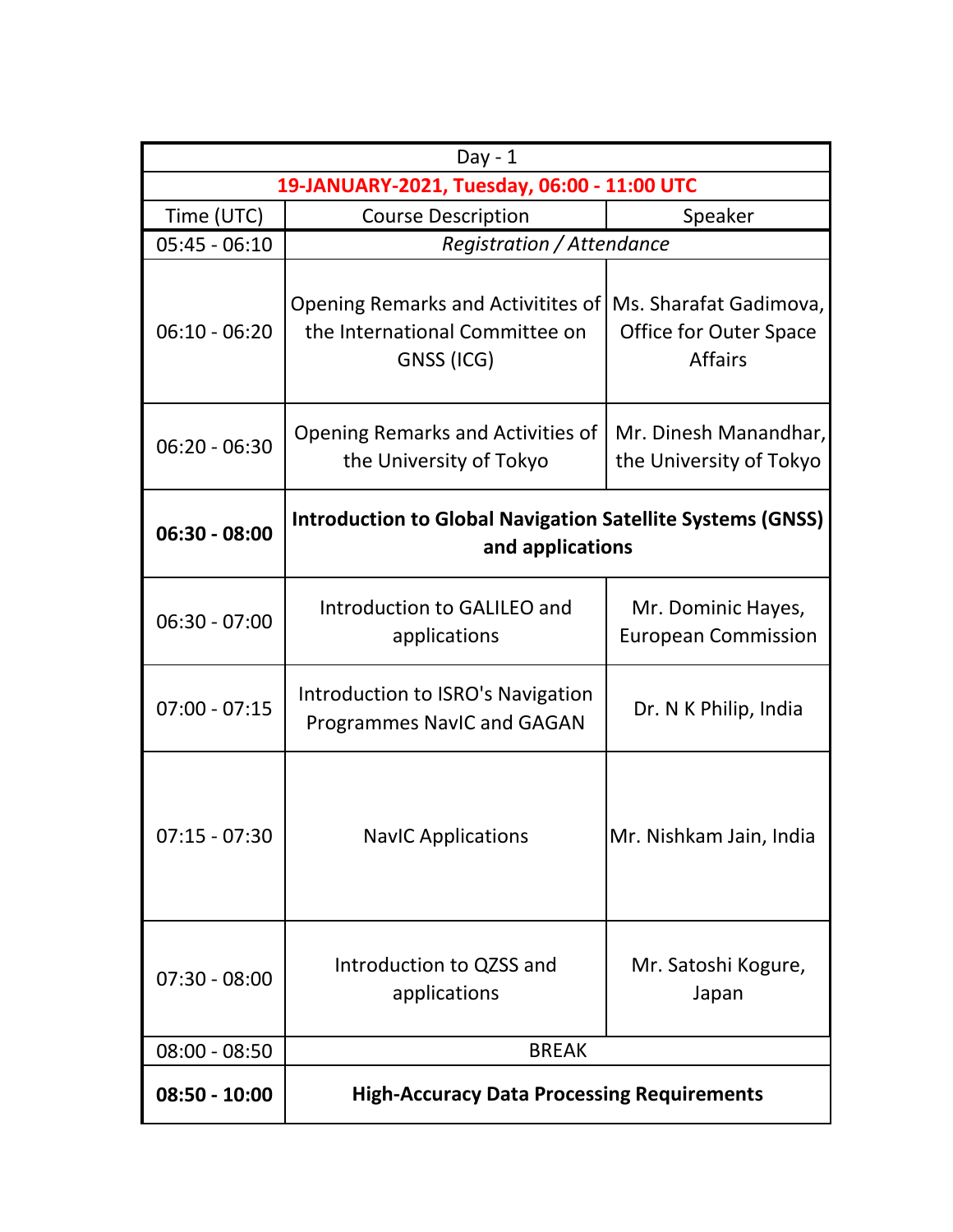| Day - 1 | | |
|---|---|---|
| **19-JANUARY-2021, Tuesday, 06:00 - 11:00 UTC** | | |
| Time (UTC) | Course Description | Speaker |
| 05:45 - 06:10 | *Registration / Attendance* | |
| 06:10 - 06:20 | Opening Remarks and Activitites of the International Committee on GNSS (ICG) | Ms. Sharafat Gadimova, Office for Outer Space Affairs |
| 06:20 - 06:30 | Opening Remarks and Activities of the University of Tokyo | Mr. Dinesh Manandhar, the University of Tokyo |
| **06:30 - 08:00** | **Introduction to Global Navigation Satellite Systems (GNSS) and applications** | |
| 06:30 - 07:00 | Introduction to GALILEO and applications | Mr. Dominic Hayes, European Commission |
| 07:00 - 07:15 | Introduction to ISRO's Navigation Programmes NavIC and GAGAN | Dr. N K Philip, India |
| 07:15 - 07:30 | NavIC Applications | Mr. Nishkam Jain, India |
| 07:30 - 08:00 | Introduction to QZSS and applications | Mr. Satoshi Kogure, Japan |
| 08:00 - 08:50 | BREAK | |
| **08:50 - 10:00** | **High-Accuracy Data Processing Requirements** | |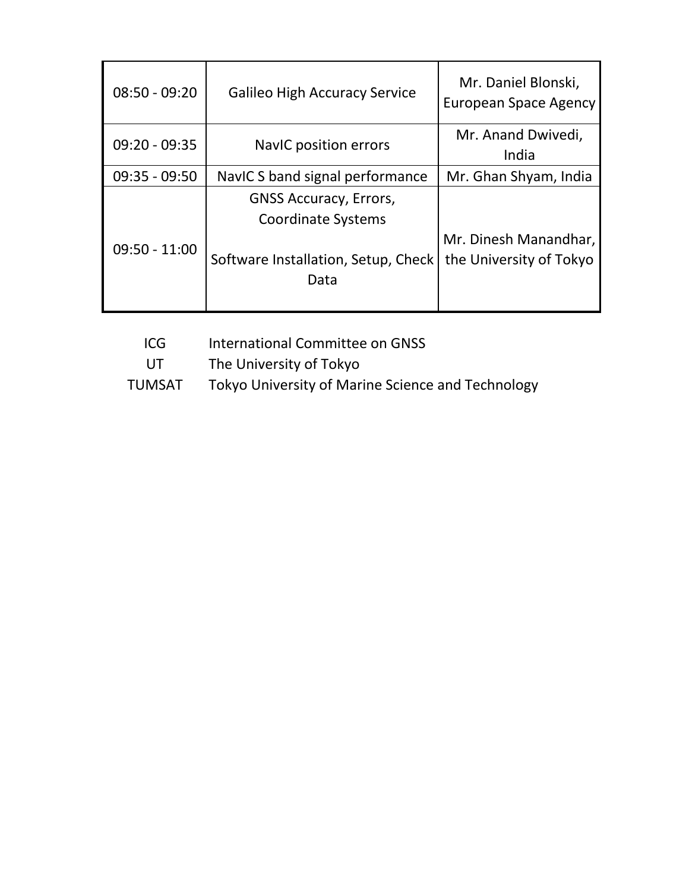| | | |
|---|---|---|
| 08:50 - 09:20 | Galileo High Accuracy Service | Mr. Daniel Blonski, European Space Agency |
| 09:20 - 09:35 | NavIC position errors | Mr. Anand Dwivedi, India |
| 09:35 - 09:50 | NavIC S band signal performance | Mr. Ghan Shyam, India |
| 09:50 - 11:00 | GNSS Accuracy, Errors, Coordinate Systems<br><br>Software Installation, Setup, Check Data | Mr. Dinesh Manandhar, the University of Tokyo |

| | |
|---|---|
| ICG | International Committee on GNSS |
| UT | The University of Tokyo |
| TUMSAT | Tokyo University of Marine Science and Technology |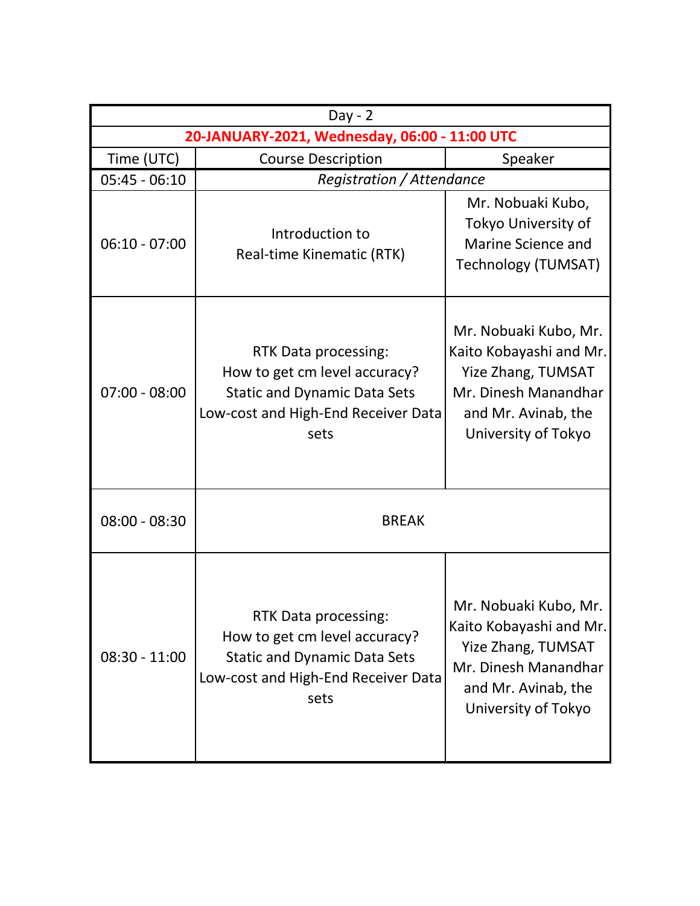| Day - 2 | | |
|---|---|---|
| **20-JANUARY-2021, Wednesday, 06:00 - 11:00 UTC** | | |
| Time (UTC) | Course Description | Speaker |
| 05:45 - 06:10 | *Registration / Attendance* | |
| 06:10 - 07:00 | Introduction to Real-time Kinematic (RTK) | Mr. Nobuaki Kubo, Tokyo University of Marine Science and Technology (TUMSAT) |
| 07:00 - 08:00 | RTK Data processing: How to get cm level accuracy? Static and Dynamic Data Sets Low-cost and High-End Receiver Data sets | Mr. Nobuaki Kubo, Mr. Kaito Kobayashi and Mr. Yize Zhang, TUMSAT Mr. Dinesh Manandhar and Mr. Avinab, the University of Tokyo |
| 08:00 - 08:30 | BREAK | |
| 08:30 - 11:00 | RTK Data processing: How to get cm level accuracy? Static and Dynamic Data Sets Low-cost and High-End Receiver Data sets | Mr. Nobuaki Kubo, Mr. Kaito Kobayashi and Mr. Yize Zhang, TUMSAT Mr. Dinesh Manandhar and Mr. Avinab, the University of Tokyo |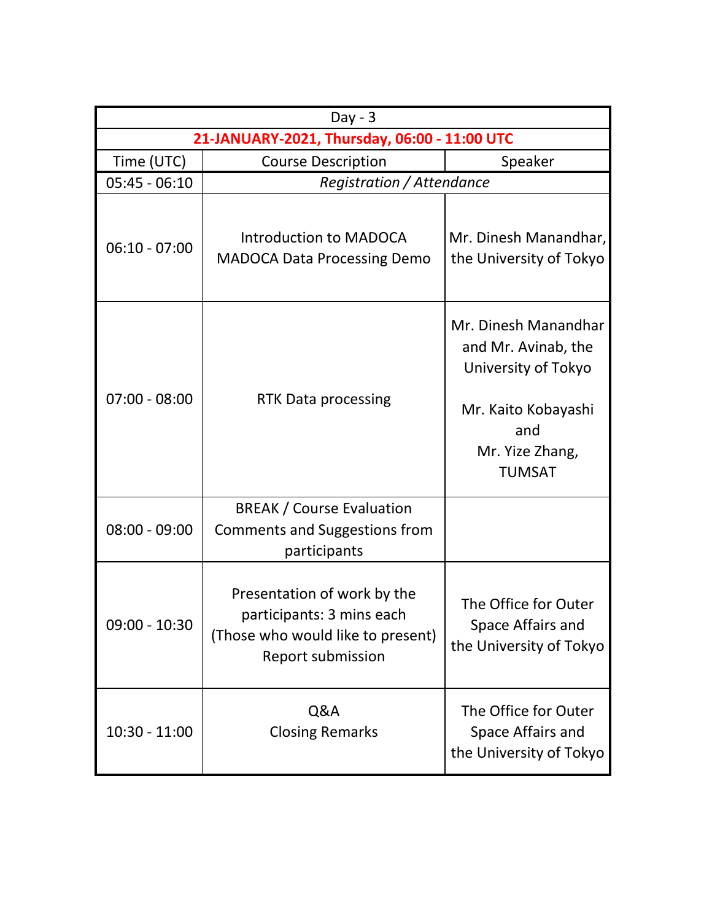| Day - 3 | | |
| --- | --- | --- |
| **21-JANUARY-2021, Thursday, 06:00 - 11:00 UTC** | | |
| Time (UTC) | Course Description | Speaker |
| 05:45 - 06:10 | *Registration / Attendance* | |
| 06:10 - 07:00 | Introduction to MADOCA<br>MADOCA Data Processing Demo | Mr. Dinesh Manandhar, the University of Tokyo |
| 07:00 - 08:00 | RTK Data processing | Mr. Dinesh Manandhar and Mr. Avinab, the University of Tokyo<br><br>Mr. Kaito Kobayashi and Mr. Yize Zhang, TUMSAT |
| 08:00 - 09:00 | BREAK / Course Evaluation<br>Comments and Suggestions from participants | |
| 09:00 - 10:30 | Presentation of work by the participants: 3 mins each<br>(Those who would like to present)<br>Report submission | The Office for Outer Space Affairs and the University of Tokyo |
| 10:30 - 11:00 | Q&A<br>Closing Remarks | The Office for Outer Space Affairs and the University of Tokyo |